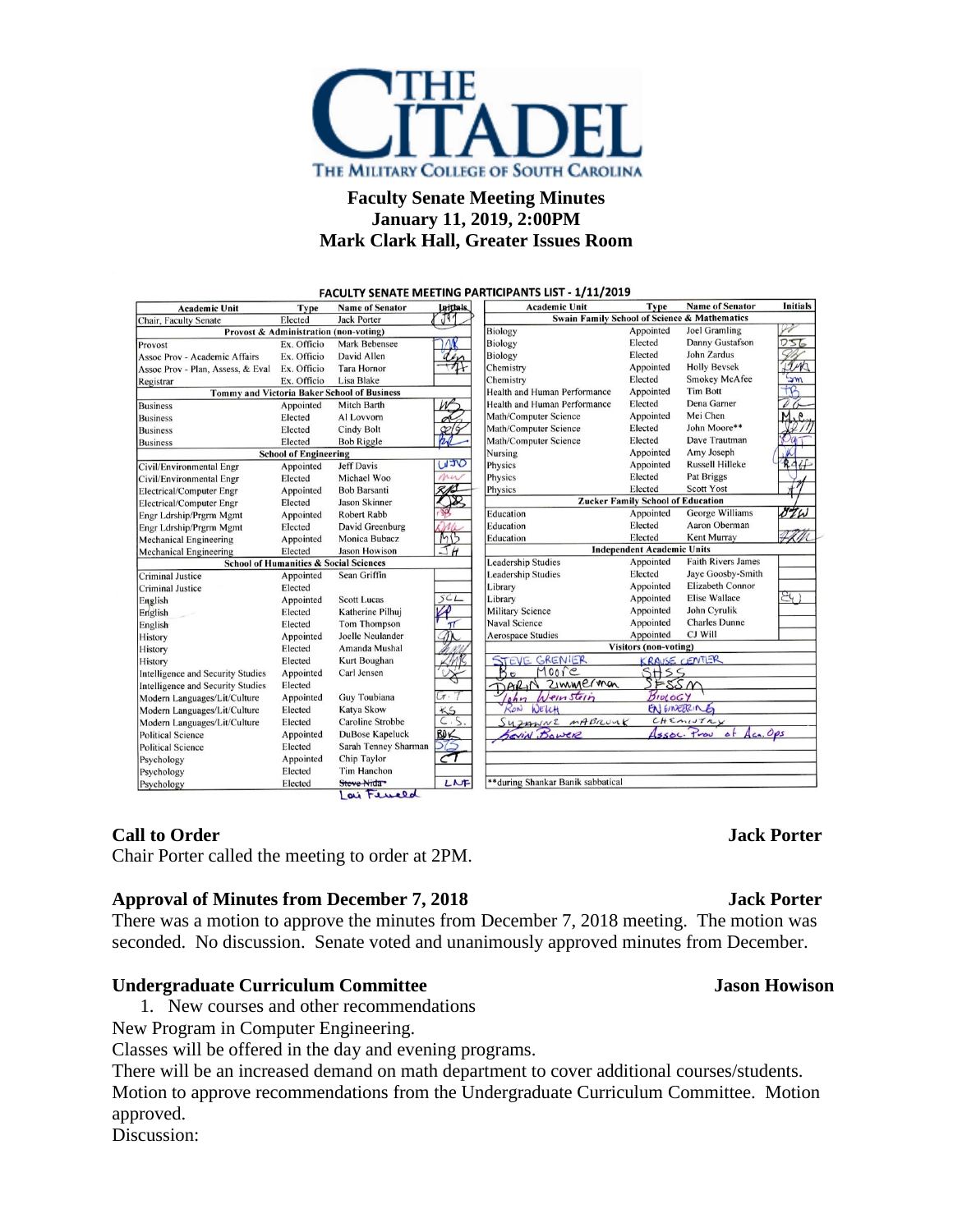# THE CITADEL
THE MILITARY COLLEGE OF SOUTH CAROLINA

**Faculty Senate Meeting Minutes**
**January 11, 2019, 2:00PM**
**Mark Clark Hall, Greater Issues Room**

**FACULTY SENATE MEETING PARTICIPANTS LIST - 1/11/2019**

| Academic Unit | Type | Name of Senator | Initials |
|---|---|---|---|
| Chair, Faculty Senate | Elected | Jack Porter | JP |
| **Provost & Administration (non-voting)** | | | |
| Provost | Ex. Officio | Mark Bebensee | MB |
| Assoc Prov - Academic Affairs | Ex. Officio | David Allen | DA |
| Assoc Prov - Plan, Assess, & Eval | Ex. Officio | Tara Hornor | TH |
| Registrar | Ex. Officio | Lisa Blake | |
| **Tommy and Victoria Baker School of Business** | | | |
| Business | Appointed | Mitch Barth | MB |
| Business | Elected | Al Lovvorn | AL |
| Business | Elected | Cindy Bolt | CB |
| Business | Elected | Bob Riggle | BR |
| **School of Engineering** | | | |
| Civil/Environmental Engr | Appointed | Jeff Davis | JD |
| Civil/Environmental Engr | Elected | Michael Woo | MW |
| Electrical/Computer Engr | Appointed | Bob Barsanti | RB |
| Electrical/Computer Engr | Elected | Jason Skinner | JS |
| Engr Ldrship/Prgrm Mgmt | Appointed | Robert Rabb | RR |
| Engr Ldrship/Prgrm Mgmt | Elected | David Greenburg | DG |
| Mechanical Engineering | Appointed | Monica Bubacz | MB |
| Mechanical Engineering | Elected | Jason Howison | JH |
| **School of Humanities & Social Sciences** | | | |
| Criminal Justice | Appointed | Sean Griffin | |
| Criminal Justice | Elected | | |
| English | Appointed | Scott Lucas | SCL |
| English | Elected | Katherine Pilhuj | KP |
| English | Elected | Tom Thompson | TT |
| History | Appointed | Joelle Neulander | JN |
| History | Elected | Amanda Mushal | AM |
| History | Elected | Kurt Boughan | KMB |
| Intelligence and Security Studies | Appointed | Carl Jensen | CJ |
| Intelligence and Security Studies | Elected | | |
| Modern Languages/Lit/Culture | Appointed | Guy Toubiana | GT |
| Modern Languages/Lit/Culture | Elected | Katya Skow | KS |
| Modern Languages/Lit/Culture | Elected | Caroline Strobbe | C.S. |
| Political Science | Appointed | DuBose Kapeluck | BDK |
| Political Science | Elected | Sarah Tenney Sharman | STS |
| Psychology | Appointed | Chip Taylor | CT |
| Psychology | Elected | Tim Hanchon | |
| Psychology | Elected | ~~Steve Nida~~ Lou Fenell | LNF |
| **Swain Family School of Science & Mathematics** | | | |
| Biology | Appointed | Joel Gramling | JG |
| Biology | Elected | Danny Gustafson | DJG |
| Biology | Elected | John Zardus | JZ |
| Chemistry | Appointed | Holly Bevsek | HMB |
| Chemistry | Elected | Smokey McAfee | SM |
| Health and Human Performance | Appointed | Tim Bott | TB |
| Health and Human Performance | Elected | Dena Garner | DG |
| Math/Computer Science | Appointed | Mei Chen | M.C. |
| Math/Computer Science | Elected | John Moore** | JTM |
| Math/Computer Science | Elected | Dave Trautman | DWT |
| Nursing | Appointed | Amy Joseph | AJ |
| Physics | Appointed | Russell Hilleke | RAH |
| Physics | Elected | Pat Briggs | |
| Physics | Elected | Scott Yost | SY |
| **Zucker Family School of Education** | | | |
| Education | Appointed | George Williams | GW |
| Education | Elected | Aaron Oberman | |
| Education | Elected | Kent Murray | KRM |
| **Independent Academic Units** | | | |
| Leadership Studies | Appointed | Faith Rivers James | |
| Leadership Studies | Elected | Jaye Goosby-Smith | |
| Library | Appointed | Elizabeth Connor | |
| Library | Appointed | Elise Wallace | EW |
| Military Science | Appointed | John Cyrulik | |
| Naval Science | Appointed | Charles Dunne | |
| Aerospace Studies | Appointed | CJ Will | |
| **Visitors (non-voting)** | | | |
| Steve Grenier | Krause Center | | |
| Bo Moore | SHSS | | |
| Darin Zimmerman | SFSSM | | |
| John Weinstein | Biology | | |
| Ron Welch | Engineering | | |
| Suzanne Mabrouk | Chemistry | | |
| Kevin Bower | Assoc. Prov of Acad. Ops | | |

**during Shankar Banik sabbatical

## Call to Order — Jack Porter

Chair Porter called the meeting to order at 2PM.

## Approval of Minutes from December 7, 2018 — Jack Porter

There was a motion to approve the minutes from December 7, 2018 meeting. The motion was seconded. No discussion. Senate voted and unanimously approved minutes from December.

## Undergraduate Curriculum Committee — Jason Howison

1. New courses and other recommendations

New Program in Computer Engineering.
Classes will be offered in the day and evening programs.
There will be an increased demand on math department to cover additional courses/students.
Motion to approve recommendations from the Undergraduate Curriculum Committee. Motion approved.
Discussion: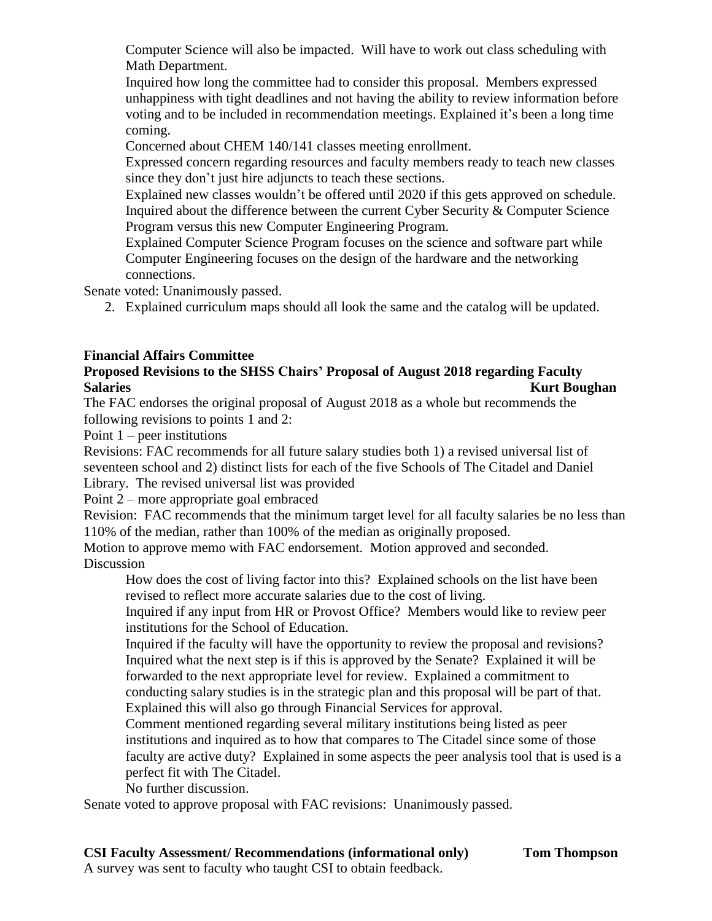Computer Science will also be impacted. Will have to work out class scheduling with Math Department.

Inquired how long the committee had to consider this proposal. Members expressed unhappiness with tight deadlines and not having the ability to review information before voting and to be included in recommendation meetings. Explained it's been a long time coming.

Concerned about CHEM 140/141 classes meeting enrollment.

Expressed concern regarding resources and faculty members ready to teach new classes since they don't just hire adjuncts to teach these sections.

Explained new classes wouldn't be offered until 2020 if this gets approved on schedule.

Inquired about the difference between the current Cyber Security & Computer Science Program versus this new Computer Engineering Program.

Explained Computer Science Program focuses on the science and software part while Computer Engineering focuses on the design of the hardware and the networking connections.

Senate voted: Unanimously passed.

2. Explained curriculum maps should all look the same and the catalog will be updated.

**Financial Affairs Committee**

**Proposed Revisions to the SHSS Chairs' Proposal of August 2018 regarding Faculty Salaries** **Kurt Boughan**

The FAC endorses the original proposal of August 2018 as a whole but recommends the following revisions to points 1 and 2:

Point 1 – peer institutions

Revisions: FAC recommends for all future salary studies both 1) a revised universal list of seventeen school and 2) distinct lists for each of the five Schools of The Citadel and Daniel Library. The revised universal list was provided

Point 2 – more appropriate goal embraced

Revision: FAC recommends that the minimum target level for all faculty salaries be no less than 110% of the median, rather than 100% of the median as originally proposed.

Motion to approve memo with FAC endorsement. Motion approved and seconded.

Discussion

How does the cost of living factor into this? Explained schools on the list have been revised to reflect more accurate salaries due to the cost of living.

Inquired if any input from HR or Provost Office? Members would like to review peer institutions for the School of Education.

Inquired if the faculty will have the opportunity to review the proposal and revisions?

Inquired what the next step is if this is approved by the Senate? Explained it will be forwarded to the next appropriate level for review. Explained a commitment to conducting salary studies is in the strategic plan and this proposal will be part of that. Explained this will also go through Financial Services for approval.

Comment mentioned regarding several military institutions being listed as peer institutions and inquired as to how that compares to The Citadel since some of those faculty are active duty? Explained in some aspects the peer analysis tool that is used is a perfect fit with The Citadel.

No further discussion.

Senate voted to approve proposal with FAC revisions: Unanimously passed.

**CSI Faculty Assessment/ Recommendations (informational only)** **Tom Thompson**

A survey was sent to faculty who taught CSI to obtain feedback.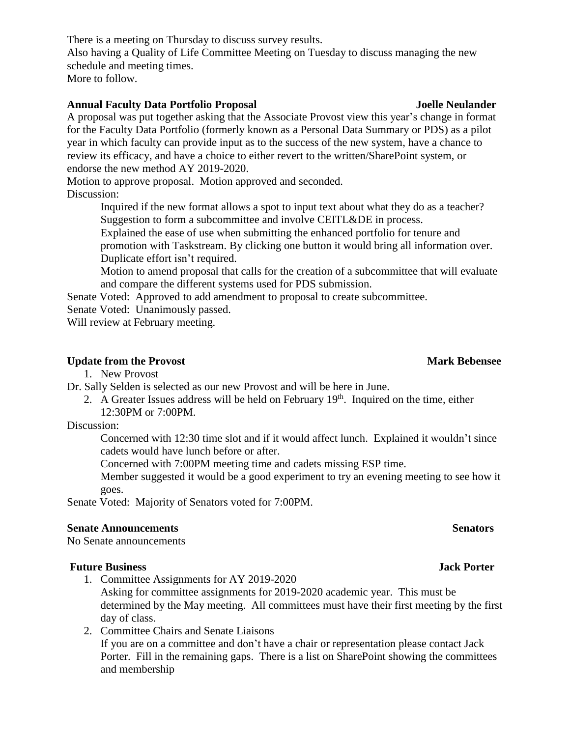There is a meeting on Thursday to discuss survey results.
Also having a Quality of Life Committee Meeting on Tuesday to discuss managing the new schedule and meeting times.
More to follow.

**Annual Faculty Data Portfolio Proposal** **Joelle Neulander**

A proposal was put together asking that the Associate Provost view this year's change in format for the Faculty Data Portfolio (formerly known as a Personal Data Summary or PDS) as a pilot year in which faculty can provide input as to the success of the new system, have a chance to review its efficacy, and have a choice to either revert to the written/SharePoint system, or endorse the new method AY 2019-2020.

Motion to approve proposal. Motion approved and seconded.

Discussion:

> Inquired if the new format allows a spot to input text about what they do as a teacher?
> Suggestion to form a subcommittee and involve CEITL&DE in process.
> Explained the ease of use when submitting the enhanced portfolio for tenure and promotion with Taskstream. By clicking one button it would bring all information over. Duplicate effort isn't required.
> Motion to amend proposal that calls for the creation of a subcommittee that will evaluate and compare the different systems used for PDS submission.

Senate Voted: Approved to add amendment to proposal to create subcommittee.
Senate Voted: Unanimously passed.
Will review at February meeting.

**Update from the Provost** **Mark Bebensee**

1. New Provost

Dr. Sally Selden is selected as our new Provost and will be here in June.

2. A Greater Issues address will be held on February 19th. Inquired on the time, either 12:30PM or 7:00PM.

Discussion:

> Concerned with 12:30 time slot and if it would affect lunch. Explained it wouldn't since cadets would have lunch before or after.
> Concerned with 7:00PM meeting time and cadets missing ESP time.
> Member suggested it would be a good experiment to try an evening meeting to see how it goes.

Senate Voted: Majority of Senators voted for 7:00PM.

**Senate Announcements** **Senators**

No Senate announcements

**Future Business** **Jack Porter**

1. Committee Assignments for AY 2019-2020
   Asking for committee assignments for 2019-2020 academic year. This must be determined by the May meeting. All committees must have their first meeting by the first day of class.
2. Committee Chairs and Senate Liaisons
   If you are on a committee and don't have a chair or representation please contact Jack Porter. Fill in the remaining gaps. There is a list on SharePoint showing the committees and membership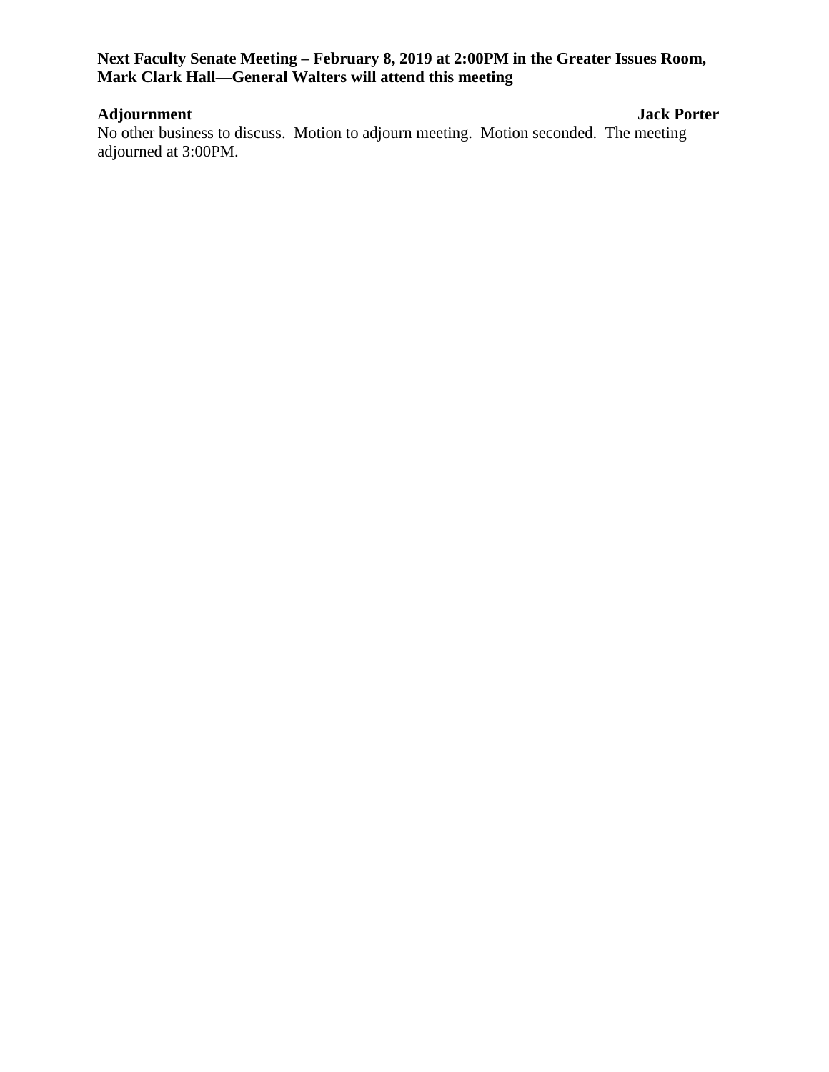**Next Faculty Senate Meeting – February 8, 2019 at 2:00PM in the Greater Issues Room, Mark Clark Hall—General Walters will attend this meeting**

**Adjournment** **Jack Porter**

No other business to discuss. Motion to adjourn meeting. Motion seconded. The meeting adjourned at 3:00PM.